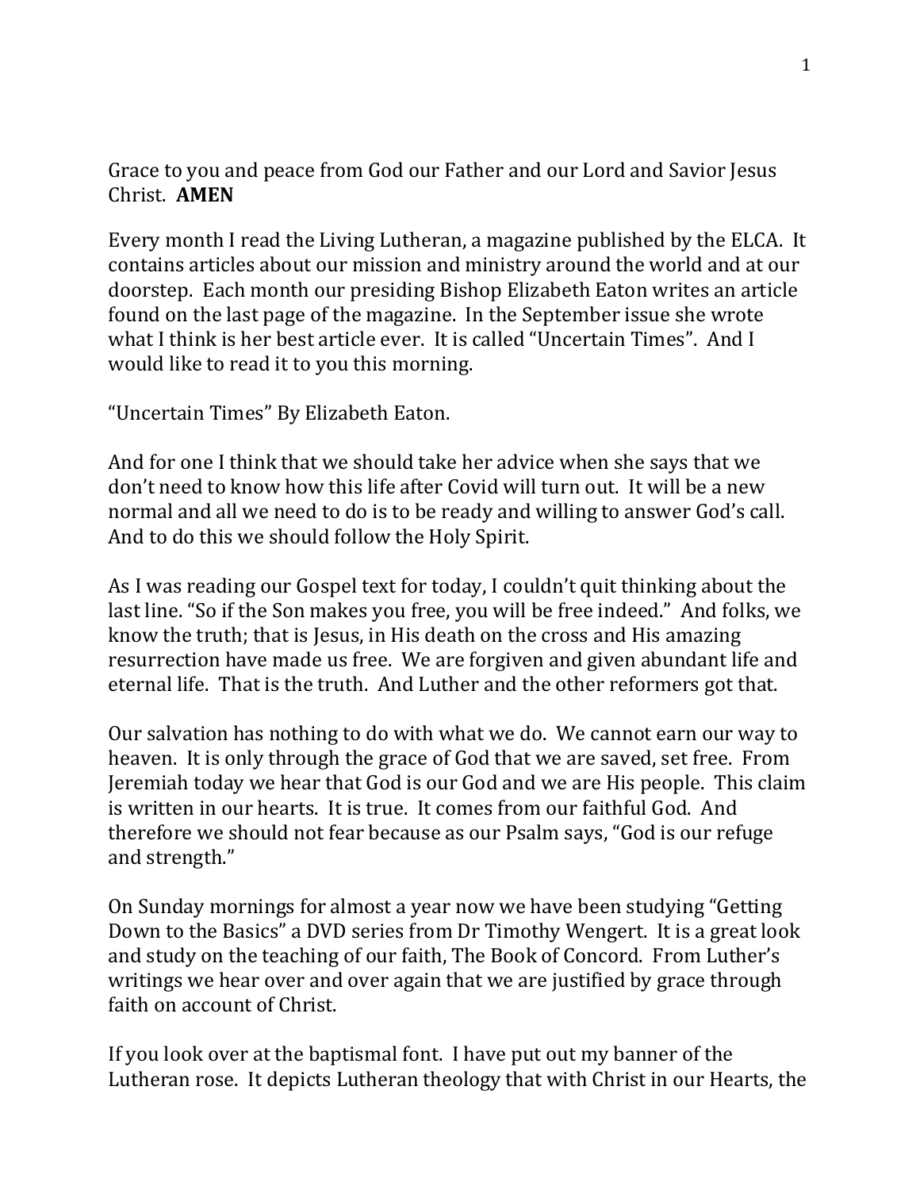Grace to you and peace from God our Father and our Lord and Savior Jesus Christ. **AMEN**

Every month I read the Living Lutheran, a magazine published by the ELCA. It contains articles about our mission and ministry around the world and at our doorstep. Each month our presiding Bishop Elizabeth Eaton writes an article found on the last page of the magazine. In the September issue she wrote what I think is her best article ever. It is called "Uncertain Times". And I would like to read it to you this morning.

"Uncertain Times" By Elizabeth Eaton.

And for one I think that we should take her advice when she says that we don't need to know how this life after Covid will turn out. It will be a new normal and all we need to do is to be ready and willing to answer God's call. And to do this we should follow the Holy Spirit.

As I was reading our Gospel text for today, I couldn't quit thinking about the last line. "So if the Son makes you free, you will be free indeed." And folks, we know the truth; that is Jesus, in His death on the cross and His amazing resurrection have made us free. We are forgiven and given abundant life and eternal life. That is the truth. And Luther and the other reformers got that.

Our salvation has nothing to do with what we do. We cannot earn our way to heaven. It is only through the grace of God that we are saved, set free. From Jeremiah today we hear that God is our God and we are His people. This claim is written in our hearts. It is true. It comes from our faithful God. And therefore we should not fear because as our Psalm says, "God is our refuge and strength."

On Sunday mornings for almost a year now we have been studying "Getting Down to the Basics" a DVD series from Dr Timothy Wengert. It is a great look and study on the teaching of our faith, The Book of Concord. From Luther's writings we hear over and over again that we are justified by grace through faith on account of Christ.

If you look over at the baptismal font. I have put out my banner of the Lutheran rose. It depicts Lutheran theology that with Christ in our Hearts, the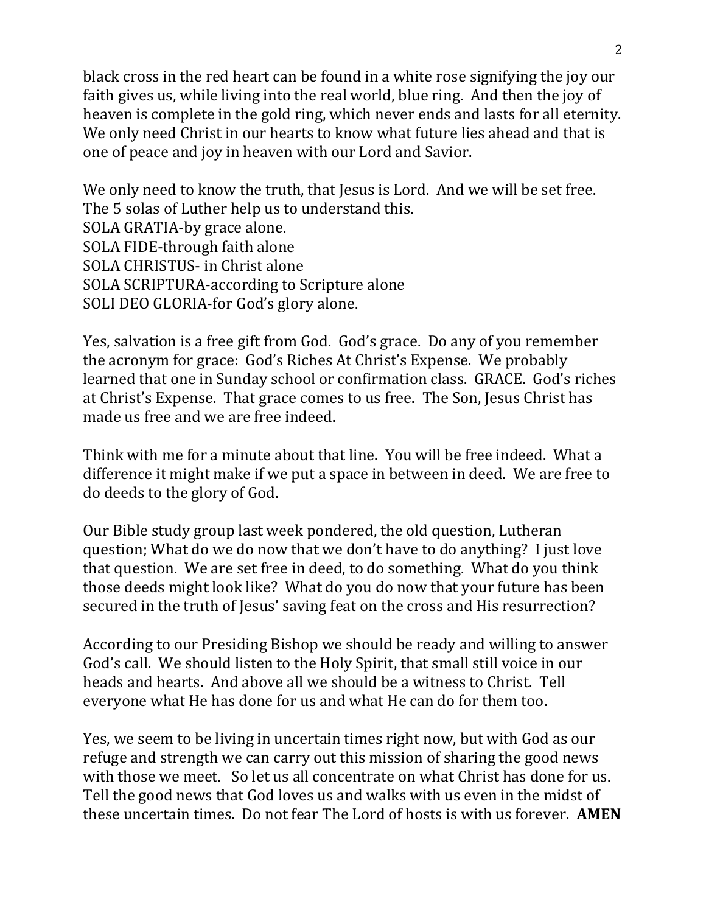black cross in the red heart can be found in a white rose signifying the joy our faith gives us, while living into the real world, blue ring. And then the joy of heaven is complete in the gold ring, which never ends and lasts for all eternity. We only need Christ in our hearts to know what future lies ahead and that is one of peace and joy in heaven with our Lord and Savior.

We only need to know the truth, that Jesus is Lord. And we will be set free. The 5 solas of Luther help us to understand this.
SOLA GRATIA-by grace alone.
SOLA FIDE-through faith alone
SOLA CHRISTUS- in Christ alone
SOLA SCRIPTURA-according to Scripture alone
SOLI DEO GLORIA-for God's glory alone.

Yes, salvation is a free gift from God. God's grace. Do any of you remember the acronym for grace: God's Riches At Christ's Expense. We probably learned that one in Sunday school or confirmation class. GRACE. God's riches at Christ's Expense. That grace comes to us free. The Son, Jesus Christ has made us free and we are free indeed.

Think with me for a minute about that line. You will be free indeed. What a difference it might make if we put a space in between in deed. We are free to do deeds to the glory of God.

Our Bible study group last week pondered, the old question, Lutheran question; What do we do now that we don't have to do anything? I just love that question. We are set free in deed, to do something. What do you think those deeds might look like? What do you do now that your future has been secured in the truth of Jesus' saving feat on the cross and His resurrection?

According to our Presiding Bishop we should be ready and willing to answer God's call. We should listen to the Holy Spirit, that small still voice in our heads and hearts. And above all we should be a witness to Christ. Tell everyone what He has done for us and what He can do for them too.

Yes, we seem to be living in uncertain times right now, but with God as our refuge and strength we can carry out this mission of sharing the good news with those we meet. So let us all concentrate on what Christ has done for us. Tell the good news that God loves us and walks with us even in the midst of these uncertain times. Do not fear The Lord of hosts is with us forever. **AMEN**